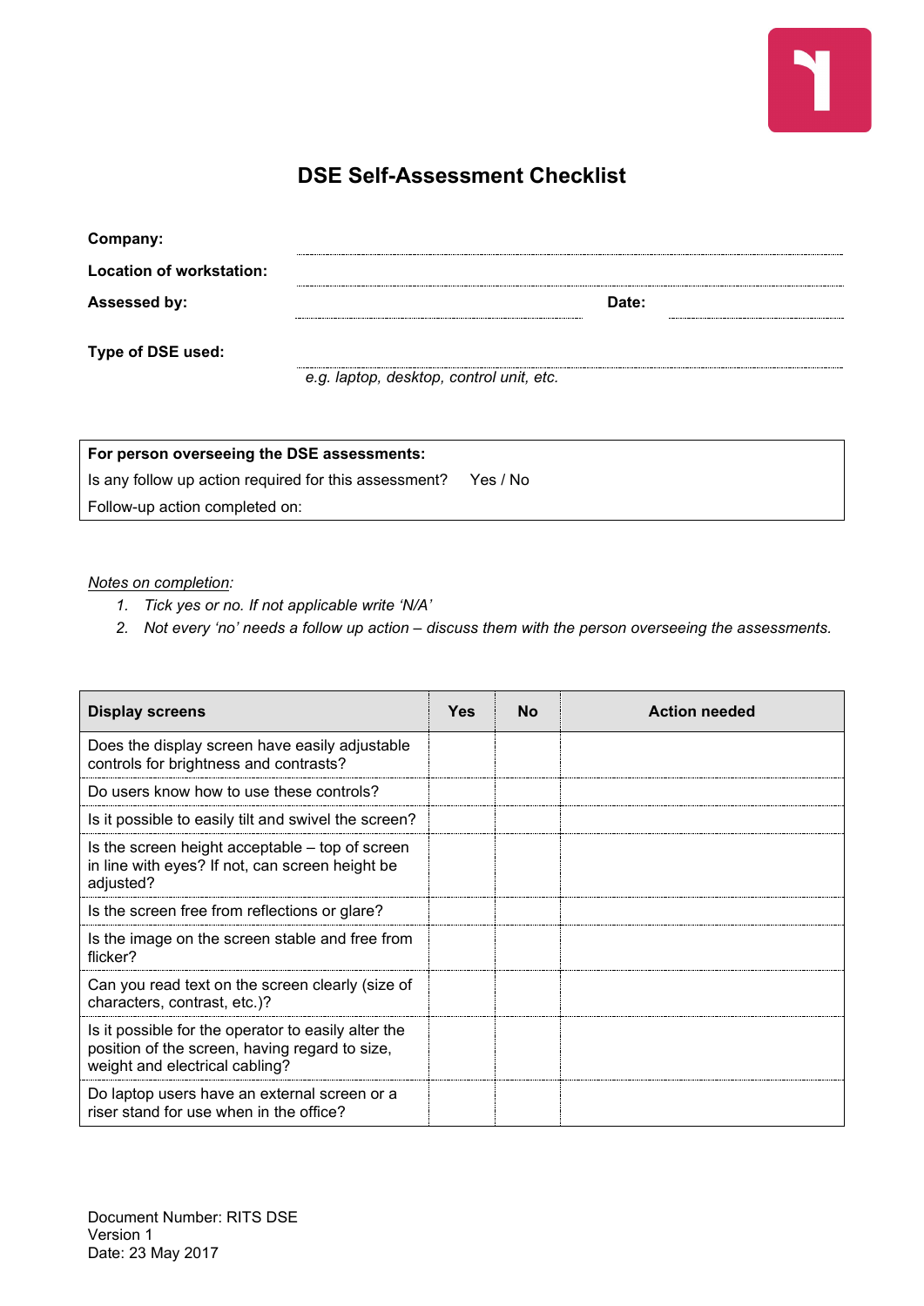# DSE Self-Assessment Checklist

**Company:**

**Location of workstation:**

**Assessed by:** **Date:**

**Type of DSE used:**

*e.g. laptop, desktop, control unit, etc.*

| **For person overseeing the DSE assessments:** |
|---|
| Is any follow up action required for this assessment? Yes / No |
| Follow-up action completed on: |

*Notes on completion:*

1. *Tick yes or no. If not applicable write 'N/A'*
2. *Not every 'no' needs a follow up action – discuss them with the person overseeing the assessments.*

| Display screens | Yes | No | Action needed |
|---|---|---|---|
| Does the display screen have easily adjustable controls for brightness and contrasts? | | | |
| Do users know how to use these controls? | | | |
| Is it possible to easily tilt and swivel the screen? | | | |
| Is the screen height acceptable – top of screen in line with eyes? If not, can screen height be adjusted? | | | |
| Is the screen free from reflections or glare? | | | |
| Is the image on the screen stable and free from flicker? | | | |
| Can you read text on the screen clearly (size of characters, contrast, etc.)? | | | |
| Is it possible for the operator to easily alter the position of the screen, having regard to size, weight and electrical cabling? | | | |
| Do laptop users have an external screen or a riser stand for use when in the office? | | | |

Document Number: RITS DSE
Version 1
Date: 23 May 2017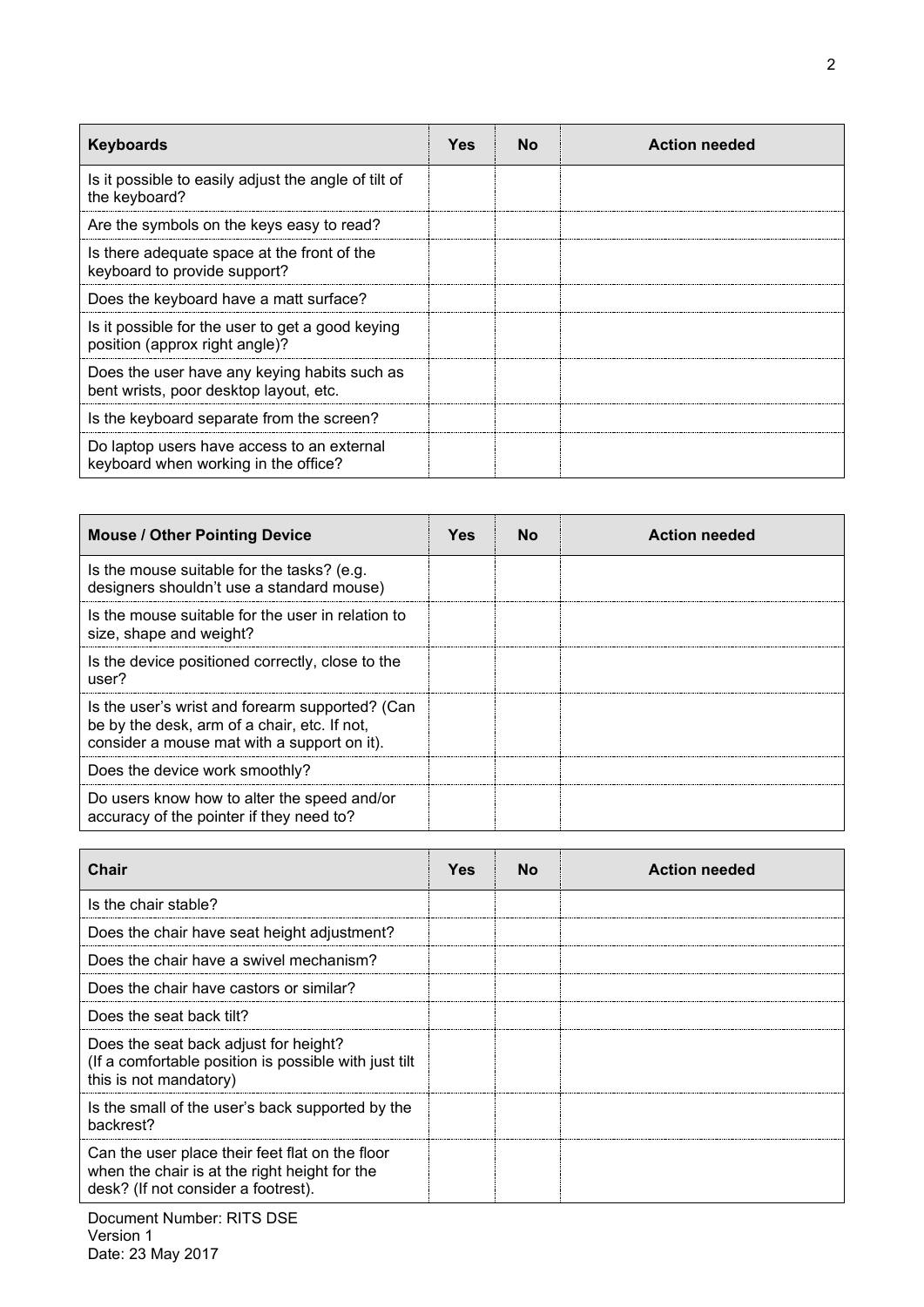| **Keyboards** | **Yes** | **No** | **Action needed** |
| --- | --- | --- | --- |
| Is it possible to easily adjust the angle of tilt of the keyboard? | | | |
| Are the symbols on the keys easy to read? | | | |
| Is there adequate space at the front of the keyboard to provide support? | | | |
| Does the keyboard have a matt surface? | | | |
| Is it possible for the user to get a good keying position (approx right angle)? | | | |
| Does the user have any keying habits such as bent wrists, poor desktop layout, etc. | | | |
| Is the keyboard separate from the screen? | | | |
| Do laptop users have access to an external keyboard when working in the office? | | | |

| **Mouse / Other Pointing Device** | **Yes** | **No** | **Action needed** |
| --- | --- | --- | --- |
| Is the mouse suitable for the tasks? (e.g. designers shouldn't use a standard mouse) | | | |
| Is the mouse suitable for the user in relation to size, shape and weight? | | | |
| Is the device positioned correctly, close to the user? | | | |
| Is the user's wrist and forearm supported? (Can be by the desk, arm of a chair, etc. If not, consider a mouse mat with a support on it). | | | |
| Does the device work smoothly? | | | |
| Do users know how to alter the speed and/or accuracy of the pointer if they need to? | | | |

| **Chair** | **Yes** | **No** | **Action needed** |
| --- | --- | --- | --- |
| Is the chair stable? | | | |
| Does the chair have seat height adjustment? | | | |
| Does the chair have a swivel mechanism? | | | |
| Does the chair have castors or similar? | | | |
| Does the seat back tilt? | | | |
| Does the seat back adjust for height? (If a comfortable position is possible with just tilt this is not mandatory) | | | |
| Is the small of the user's back supported by the backrest? | | | |
| Can the user place their feet flat on the floor when the chair is at the right height for the desk? (If not consider a footrest). | | | |

Document Number: RITS DSE
Version 1
Date: 23 May 2017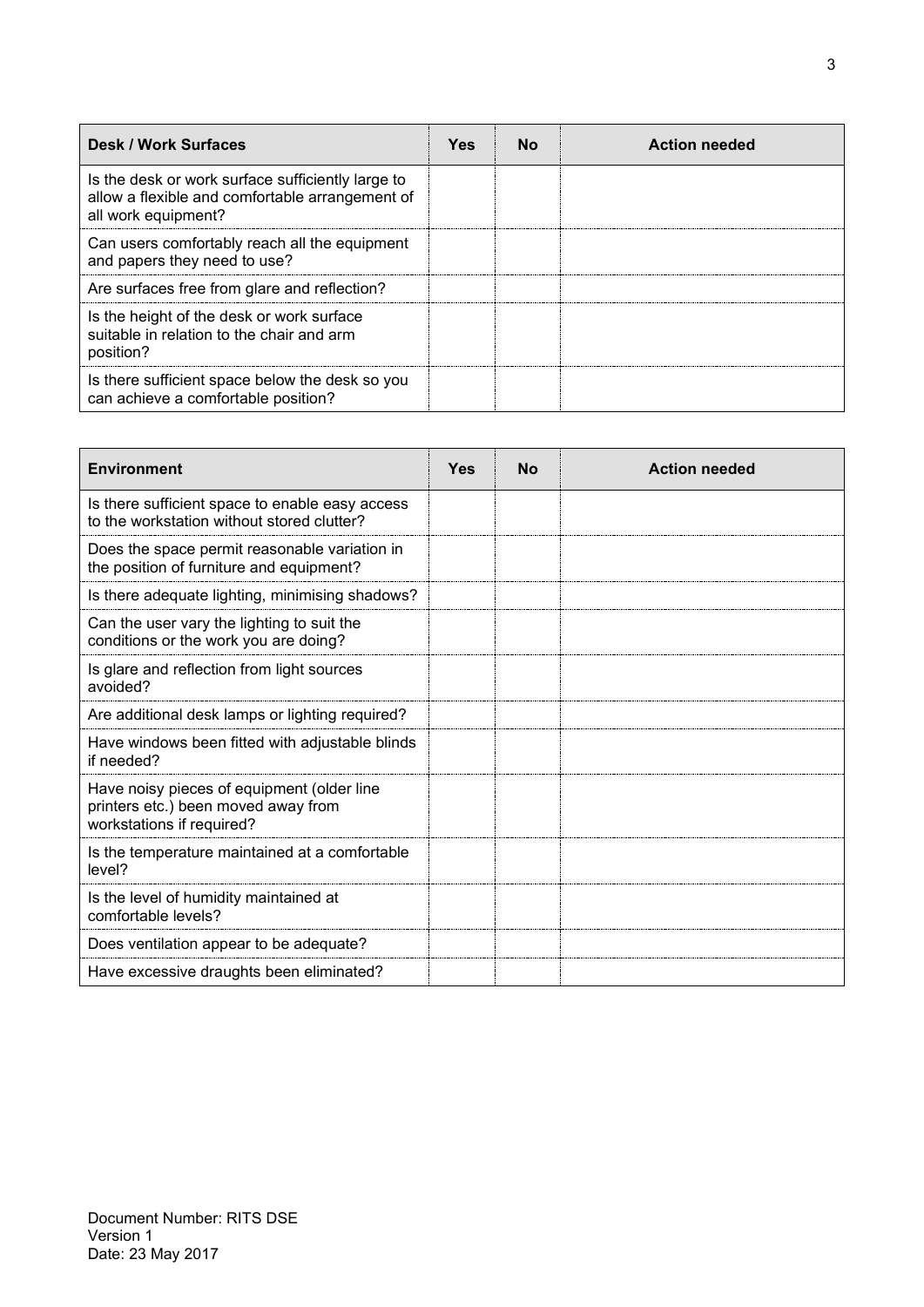| Desk / Work Surfaces | Yes | No | Action needed |
|---|---|---|---|
| Is the desk or work surface sufficiently large to allow a flexible and comfortable arrangement of all work equipment? | | | |
| Can users comfortably reach all the equipment and papers they need to use? | | | |
| Are surfaces free from glare and reflection? | | | |
| Is the height of the desk or work surface suitable in relation to the chair and arm position? | | | |
| Is there sufficient space below the desk so you can achieve a comfortable position? | | | |

| Environment | Yes | No | Action needed |
|---|---|---|---|
| Is there sufficient space to enable easy access to the workstation without stored clutter? | | | |
| Does the space permit reasonable variation in the position of furniture and equipment? | | | |
| Is there adequate lighting, minimising shadows? | | | |
| Can the user vary the lighting to suit the conditions or the work you are doing? | | | |
| Is glare and reflection from light sources avoided? | | | |
| Are additional desk lamps or lighting required? | | | |
| Have windows been fitted with adjustable blinds if needed? | | | |
| Have noisy pieces of equipment (older line printers etc.) been moved away from workstations if required? | | | |
| Is the temperature maintained at a comfortable level? | | | |
| Is the level of humidity maintained at comfortable levels? | | | |
| Does ventilation appear to be adequate? | | | |
| Have excessive draughts been eliminated? | | | |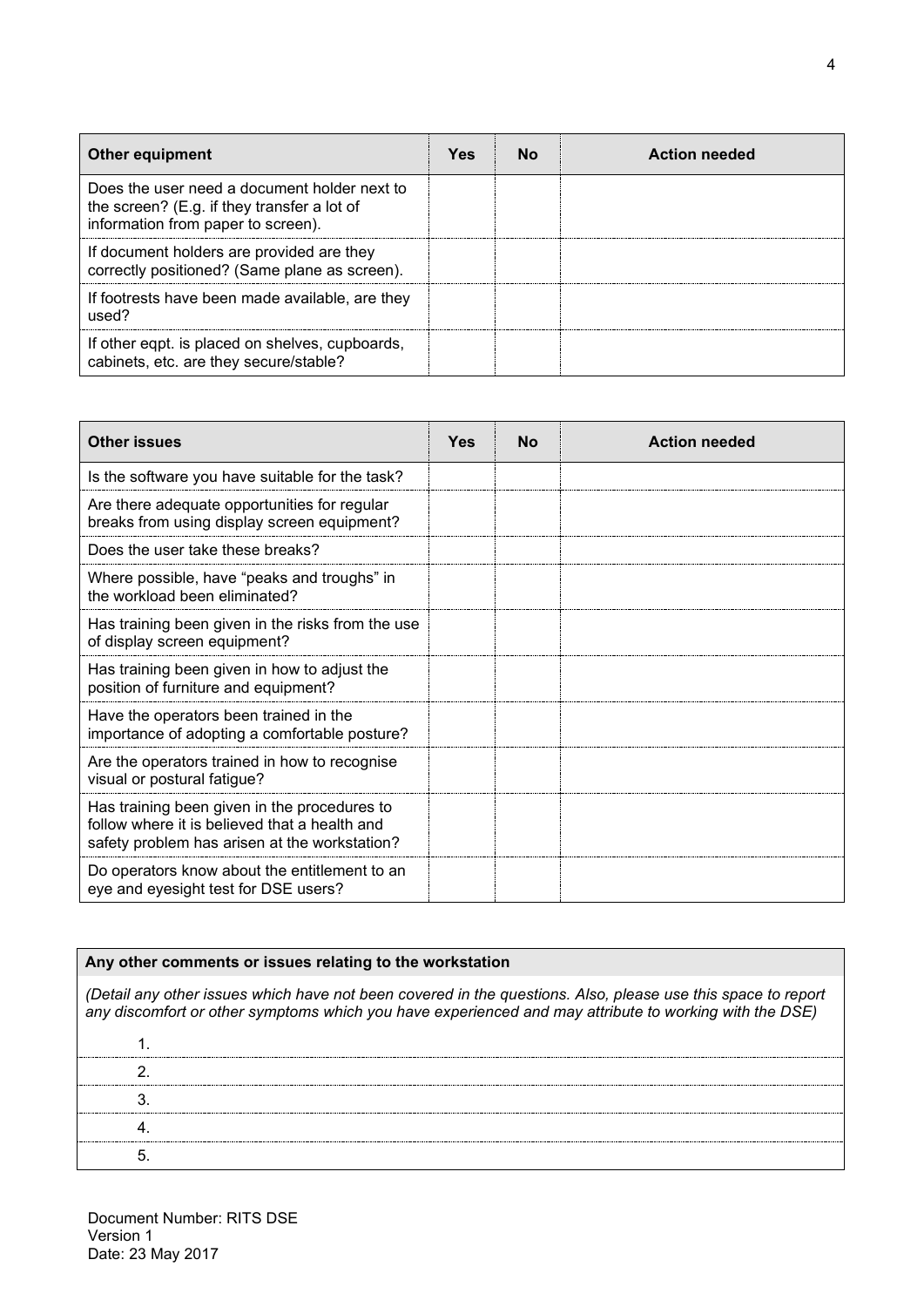| Other equipment | Yes | No | Action needed |
|---|---|---|---|
| Does the user need a document holder next to the screen? (E.g. if they transfer a lot of information from paper to screen). | | | |
| If document holders are provided are they correctly positioned? (Same plane as screen). | | | |
| If footrests have been made available, are they used? | | | |
| If other eqpt. is placed on shelves, cupboards, cabinets, etc. are they secure/stable? | | | |

| Other issues | Yes | No | Action needed |
|---|---|---|---|
| Is the software you have suitable for the task? | | | |
| Are there adequate opportunities for regular breaks from using display screen equipment? | | | |
| Does the user take these breaks? | | | |
| Where possible, have "peaks and troughs" in the workload been eliminated? | | | |
| Has training been given in the risks from the use of display screen equipment? | | | |
| Has training been given in how to adjust the position of furniture and equipment? | | | |
| Have the operators been trained in the importance of adopting a comfortable posture? | | | |
| Are the operators trained in how to recognise visual or postural fatigue? | | | |
| Has training been given in the procedures to follow where it is believed that a health and safety problem has arisen at the workstation? | | | |
| Do operators know about the entitlement to an eye and eyesight test for DSE users? | | | |

| Any other comments or issues relating to the workstation |
|---|
| *(Detail any other issues which have not been covered in the questions. Also, please use this space to report any discomfort or other symptoms which you have experienced and may attribute to working with the DSE)* |
| 1. |
| 2. |
| 3. |
| 4. |
| 5. |

Document Number: RITS DSE
Version 1
Date: 23 May 2017